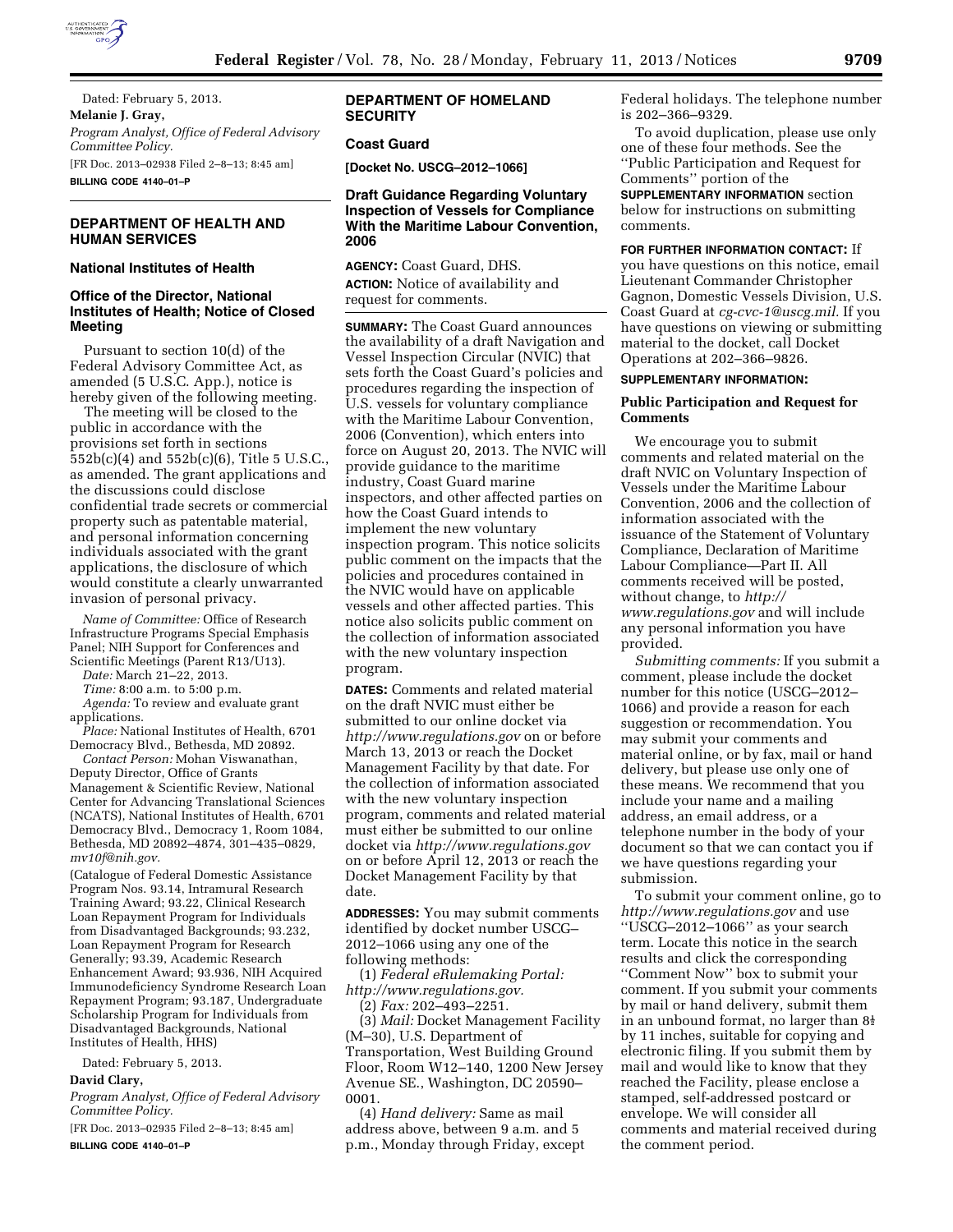Dated: February 5, 2013.

**Melanie J. Gray,**

*Program Analyst, Office of Federal Advisory Committee Policy.*

[FR Doc. 2013–02938 Filed 2–8–13; 8:45 am]

**BILLING CODE 4140–01–P**

## DEPARTMENT OF HEALTH AND HUMAN SERVICES

### National Institutes of Health

### Office of the Director, National Institutes of Health; Notice of Closed Meeting

Pursuant to section 10(d) of the Federal Advisory Committee Act, as amended (5 U.S.C. App.), notice is hereby given of the following meeting.

The meeting will be closed to the public in accordance with the provisions set forth in sections 552b(c)(4) and 552b(c)(6), Title 5 U.S.C., as amended. The grant applications and the discussions could disclose confidential trade secrets or commercial property such as patentable material, and personal information concerning individuals associated with the grant applications, the disclosure of which would constitute a clearly unwarranted invasion of personal privacy.

*Name of Committee:* Office of Research Infrastructure Programs Special Emphasis Panel; NIH Support for Conferences and Scientific Meetings (Parent R13/U13).

*Date:* March 21–22, 2013.

*Time:* 8:00 a.m. to 5:00 p.m.

*Agenda:* To review and evaluate grant applications.

*Place:* National Institutes of Health, 6701 Democracy Blvd., Bethesda, MD 20892.

*Contact Person:* Mohan Viswanathan, Deputy Director, Office of Grants Management & Scientific Review, National Center for Advancing Translational Sciences (NCATS), National Institutes of Health, 6701 Democracy Blvd., Democracy 1, Room 1084, Bethesda, MD 20892–4874, 301–435–0829, *mv10f@nih.gov.*

(Catalogue of Federal Domestic Assistance Program Nos. 93.14, Intramural Research Training Award; 93.22, Clinical Research Loan Repayment Program for Individuals from Disadvantaged Backgrounds; 93.232, Loan Repayment Program for Research Generally; 93.39, Academic Research Enhancement Award; 93.936, NIH Acquired Immunodeficiency Syndrome Research Loan Repayment Program; 93.187, Undergraduate Scholarship Program for Individuals from Disadvantaged Backgrounds, National Institutes of Health, HHS)

Dated: February 5, 2013.

**David Clary,**

*Program Analyst, Office of Federal Advisory Committee Policy.*

[FR Doc. 2013–02935 Filed 2–8–13; 8:45 am]

**BILLING CODE 4140–01–P**

## DEPARTMENT OF HOMELAND SECURITY

### Coast Guard

**[Docket No. USCG–2012–1066]**

### Draft Guidance Regarding Voluntary Inspection of Vessels for Compliance With the Maritime Labour Convention, 2006

**AGENCY:** Coast Guard, DHS.

**ACTION:** Notice of availability and request for comments.

**SUMMARY:** The Coast Guard announces the availability of a draft Navigation and Vessel Inspection Circular (NVIC) that sets forth the Coast Guard's policies and procedures regarding the inspection of U.S. vessels for voluntary compliance with the Maritime Labour Convention, 2006 (Convention), which enters into force on August 20, 2013. The NVIC will provide guidance to the maritime industry, Coast Guard marine inspectors, and other affected parties on how the Coast Guard intends to implement the new voluntary inspection program. This notice solicits public comment on the impacts that the policies and procedures contained in the NVIC would have on applicable vessels and other affected parties. This notice also solicits public comment on the collection of information associated with the new voluntary inspection program.

**DATES:** Comments and related material on the draft NVIC must either be submitted to our online docket via *http://www.regulations.gov* on or before March 13, 2013 or reach the Docket Management Facility by that date. For the collection of information associated with the new voluntary inspection program, comments and related material must either be submitted to our online docket via *http://www.regulations.gov* on or before April 12, 2013 or reach the Docket Management Facility by that date.

**ADDRESSES:** You may submit comments identified by docket number USCG–2012–1066 using any one of the following methods:

(1) *Federal eRulemaking Portal: http://www.regulations.gov.*

(2) *Fax:* 202–493–2251.

(3) *Mail:* Docket Management Facility (M–30), U.S. Department of Transportation, West Building Ground Floor, Room W12–140, 1200 New Jersey Avenue SE., Washington, DC 20590–0001.

(4) *Hand delivery:* Same as mail address above, between 9 a.m. and 5 p.m., Monday through Friday, except Federal holidays. The telephone number is 202–366–9329.

To avoid duplication, please use only one of these four methods. See the ''Public Participation and Request for Comments'' portion of the **SUPPLEMENTARY INFORMATION** section below for instructions on submitting comments.

**FOR FURTHER INFORMATION CONTACT:** If you have questions on this notice, email Lieutenant Commander Christopher Gagnon, Domestic Vessels Division, U.S. Coast Guard at *cg-cvc-1@uscg.mil.* If you have questions on viewing or submitting material to the docket, call Docket Operations at 202–366–9826.

**SUPPLEMENTARY INFORMATION:**

### Public Participation and Request for Comments

We encourage you to submit comments and related material on the draft NVIC on Voluntary Inspection of Vessels under the Maritime Labour Convention, 2006 and the collection of information associated with the issuance of the Statement of Voluntary Compliance, Declaration of Maritime Labour Compliance—Part II. All comments received will be posted, without change, to *http://www.regulations.gov* and will include any personal information you have provided.

*Submitting comments:* If you submit a comment, please include the docket number for this notice (USCG–2012–1066) and provide a reason for each suggestion or recommendation. You may submit your comments and material online, or by fax, mail or hand delivery, but please use only one of these means. We recommend that you include your name and a mailing address, an email address, or a telephone number in the body of your document so that we can contact you if we have questions regarding your submission.

To submit your comment online, go to *http://www.regulations.gov* and use ''USCG–2012–1066'' as your search term. Locate this notice in the search results and click the corresponding ''Comment Now'' box to submit your comment. If you submit your comments by mail or hand delivery, submit them in an unbound format, no larger than 8½ by 11 inches, suitable for copying and electronic filing. If you submit them by mail and would like to know that they reached the Facility, please enclose a stamped, self-addressed postcard or envelope. We will consider all comments and material received during the comment period.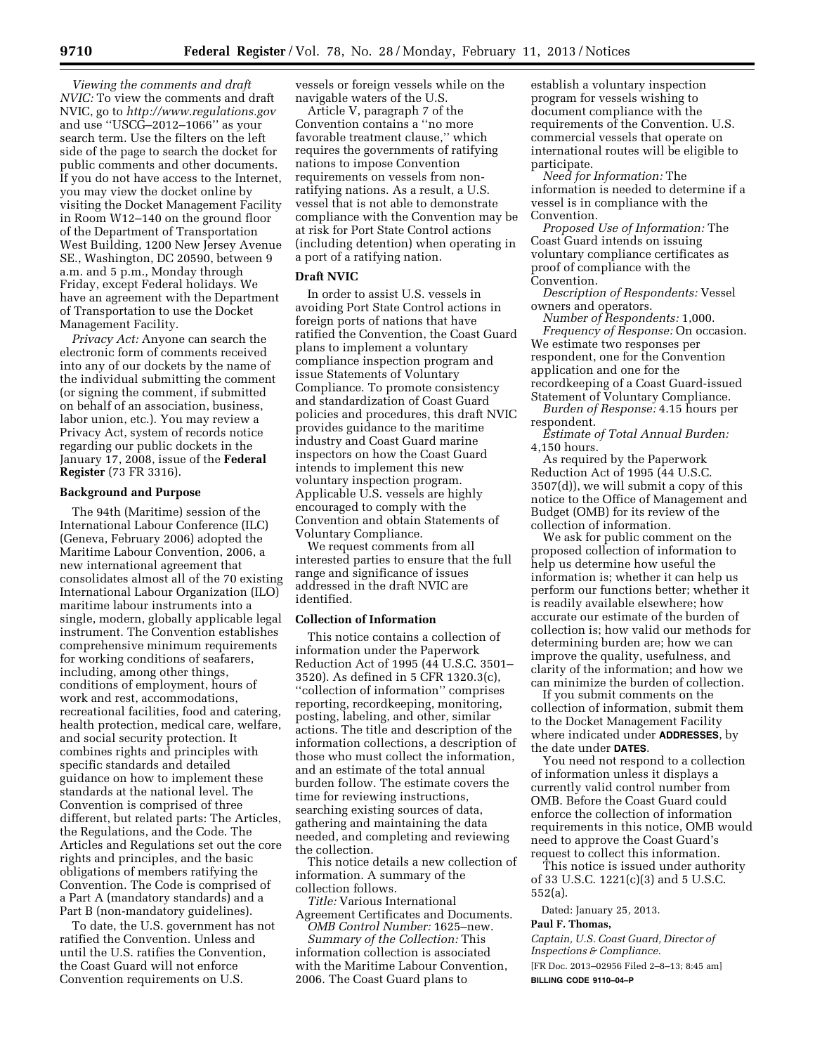*Viewing the comments and draft NVIC:* To view the comments and draft NVIC, go to *http://www.regulations.gov* and use ''USCG–2012–1066'' as your search term. Use the filters on the left side of the page to search the docket for public comments and other documents. If you do not have access to the Internet, you may view the docket online by visiting the Docket Management Facility in Room W12–140 on the ground floor of the Department of Transportation West Building, 1200 New Jersey Avenue SE., Washington, DC 20590, between 9 a.m. and 5 p.m., Monday through Friday, except Federal holidays. We have an agreement with the Department of Transportation to use the Docket Management Facility.

*Privacy Act:* Anyone can search the electronic form of comments received into any of our dockets by the name of the individual submitting the comment (or signing the comment, if submitted on behalf of an association, business, labor union, etc.). You may review a Privacy Act, system of records notice regarding our public dockets in the January 17, 2008, issue of the **Federal Register** (73 FR 3316).

## Background and Purpose

The 94th (Maritime) session of the International Labour Conference (ILC) (Geneva, February 2006) adopted the Maritime Labour Convention, 2006, a new international agreement that consolidates almost all of the 70 existing International Labour Organization (ILO) maritime labour instruments into a single, modern, globally applicable legal instrument. The Convention establishes comprehensive minimum requirements for working conditions of seafarers, including, among other things, conditions of employment, hours of work and rest, accommodations, recreational facilities, food and catering, health protection, medical care, welfare, and social security protection. It combines rights and principles with specific standards and detailed guidance on how to implement these standards at the national level. The Convention is comprised of three different, but related parts: The Articles, the Regulations, and the Code. The Articles and Regulations set out the core rights and principles, and the basic obligations of members ratifying the Convention. The Code is comprised of a Part A (mandatory standards) and a Part B (non-mandatory guidelines).

To date, the U.S. government has not ratified the Convention. Unless and until the U.S. ratifies the Convention, the Coast Guard will not enforce Convention requirements on U.S. vessels or foreign vessels while on the navigable waters of the U.S.

Article V, paragraph 7 of the Convention contains a ''no more favorable treatment clause,'' which requires the governments of ratifying nations to impose Convention requirements on vessels from non-ratifying nations. As a result, a U.S. vessel that is not able to demonstrate compliance with the Convention may be at risk for Port State Control actions (including detention) when operating in a port of a ratifying nation.

## Draft NVIC

In order to assist U.S. vessels in avoiding Port State Control actions in foreign ports of nations that have ratified the Convention, the Coast Guard plans to implement a voluntary compliance inspection program and issue Statements of Voluntary Compliance. To promote consistency and standardization of Coast Guard policies and procedures, this draft NVIC provides guidance to the maritime industry and Coast Guard marine inspectors on how the Coast Guard intends to implement this new voluntary inspection program. Applicable U.S. vessels are highly encouraged to comply with the Convention and obtain Statements of Voluntary Compliance.

We request comments from all interested parties to ensure that the full range and significance of issues addressed in the draft NVIC are identified.

## Collection of Information

This notice contains a collection of information under the Paperwork Reduction Act of 1995 (44 U.S.C. 3501–3520). As defined in 5 CFR 1320.3(c), ''collection of information'' comprises reporting, recordkeeping, monitoring, posting, labeling, and other, similar actions. The title and description of the information collections, a description of those who must collect the information, and an estimate of the total annual burden follow. The estimate covers the time for reviewing instructions, searching existing sources of data, gathering and maintaining the data needed, and completing and reviewing the collection.

This notice details a new collection of information. A summary of the collection follows.

*Title:* Various International Agreement Certificates and Documents.

*OMB Control Number:* 1625–new.

*Summary of the Collection:* This information collection is associated with the Maritime Labour Convention, 2006. The Coast Guard plans to establish a voluntary inspection program for vessels wishing to document compliance with the requirements of the Convention. U.S. commercial vessels that operate on international routes will be eligible to participate.

*Need for Information:* The information is needed to determine if a vessel is in compliance with the Convention.

*Proposed Use of Information:* The Coast Guard intends on issuing voluntary compliance certificates as proof of compliance with the Convention.

*Description of Respondents:* Vessel owners and operators.

*Number of Respondents:* 1,000.

*Frequency of Response:* On occasion. We estimate two responses per respondent, one for the Convention application and one for the recordkeeping of a Coast Guard-issued Statement of Voluntary Compliance.

*Burden of Response:* 4.15 hours per respondent.

*Estimate of Total Annual Burden:* 4,150 hours.

As required by the Paperwork Reduction Act of 1995 (44 U.S.C. 3507(d)), we will submit a copy of this notice to the Office of Management and Budget (OMB) for its review of the collection of information.

We ask for public comment on the proposed collection of information to help us determine how useful the information is; whether it can help us perform our functions better; whether it is readily available elsewhere; how accurate our estimate of the burden of collection is; how valid our methods for determining burden are; how we can improve the quality, usefulness, and clarity of the information; and how we can minimize the burden of collection.

If you submit comments on the collection of information, submit them to the Docket Management Facility where indicated under **ADDRESSES**, by the date under **DATES**.

You need not respond to a collection of information unless it displays a currently valid control number from OMB. Before the Coast Guard could enforce the collection of information requirements in this notice, OMB would need to approve the Coast Guard's request to collect this information.

This notice is issued under authority of 33 U.S.C. 1221(c)(3) and 5 U.S.C. 552(a).

Dated: January 25, 2013.

**Paul F. Thomas,**

*Captain, U.S. Coast Guard, Director of Inspections & Compliance.*

[FR Doc. 2013–02956 Filed 2–8–13; 8:45 am]

**BILLING CODE 9110–04–P**